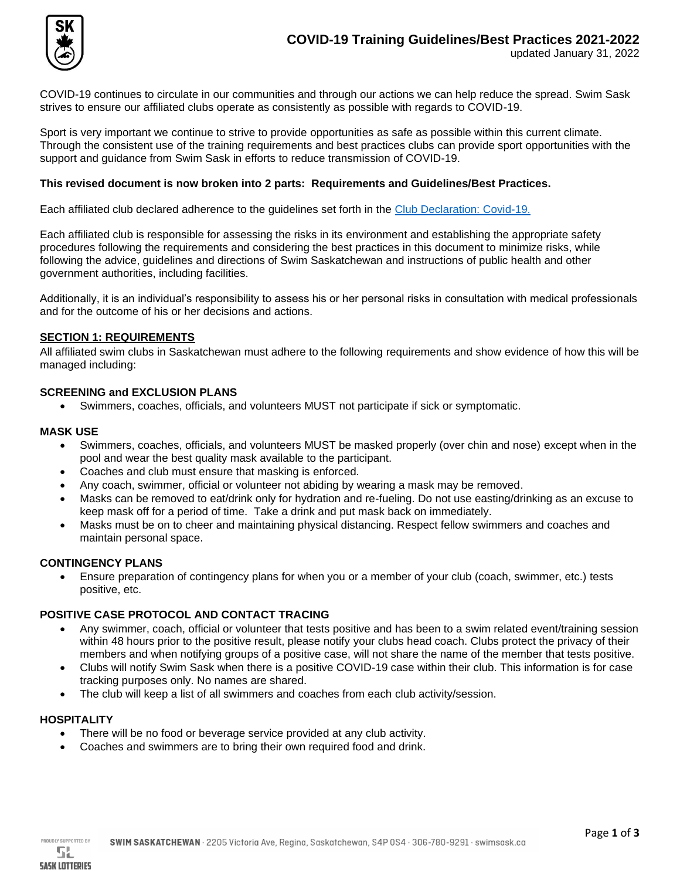# COVID-19 Training Guidelines/Best Practices 2021-2022

updated January 31, 2022

COVID-19 continues to circulate in our communities and through our actions we can help reduce the spread. Swim Sask strives to ensure our affiliated clubs operate as consistently as possible with regards to COVID-19.

Sport is very important we continue to strive to provide opportunities as safe as possible within this current climate. Through the consistent use of the training requirements and best practices clubs can provide sport opportunities with the support and guidance from Swim Sask in efforts to reduce transmission of COVID-19.

**This revised document is now broken into 2 parts: Requirements and Guidelines/Best Practices.**

Each affiliated club declared adherence to the guidelines set forth in the Club Declaration: Covid-19.

Each affiliated club is responsible for assessing the risks in its environment and establishing the appropriate safety procedures following the requirements and considering the best practices in this document to minimize risks, while following the advice, guidelines and directions of Swim Saskatchewan and instructions of public health and other government authorities, including facilities.

Additionally, it is an individual's responsibility to assess his or her personal risks in consultation with medical professionals and for the outcome of his or her decisions and actions.

## SECTION 1: REQUIREMENTS

All affiliated swim clubs in Saskatchewan must adhere to the following requirements and show evidence of how this will be managed including:

### SCREENING and EXCLUSION PLANS

- Swimmers, coaches, officials, and volunteers MUST not participate if sick or symptomatic.

### MASK USE

- Swimmers, coaches, officials, and volunteers MUST be masked properly (over chin and nose) except when in the pool and wear the best quality mask available to the participant.
- Coaches and club must ensure that masking is enforced.
- Any coach, swimmer, official or volunteer not abiding by wearing a mask may be removed.
- Masks can be removed to eat/drink only for hydration and re-fueling. Do not use easting/drinking as an excuse to keep mask off for a period of time. Take a drink and put mask back on immediately.
- Masks must be on to cheer and maintaining physical distancing. Respect fellow swimmers and coaches and maintain personal space.

### CONTINGENCY PLANS

- Ensure preparation of contingency plans for when you or a member of your club (coach, swimmer, etc.) tests positive, etc.

### POSITIVE CASE PROTOCOL AND CONTACT TRACING

- Any swimmer, coach, official or volunteer that tests positive and has been to a swim related event/training session within 48 hours prior to the positive result, please notify your clubs head coach. Clubs protect the privacy of their members and when notifying groups of a positive case, will not share the name of the member that tests positive.
- Clubs will notify Swim Sask when there is a positive COVID-19 case within their club. This information is for case tracking purposes only. No names are shared.
- The club will keep a list of all swimmers and coaches from each club activity/session.

### HOSPITALITY

- There will be no food or beverage service provided at any club activity.
- Coaches and swimmers are to bring their own required food and drink.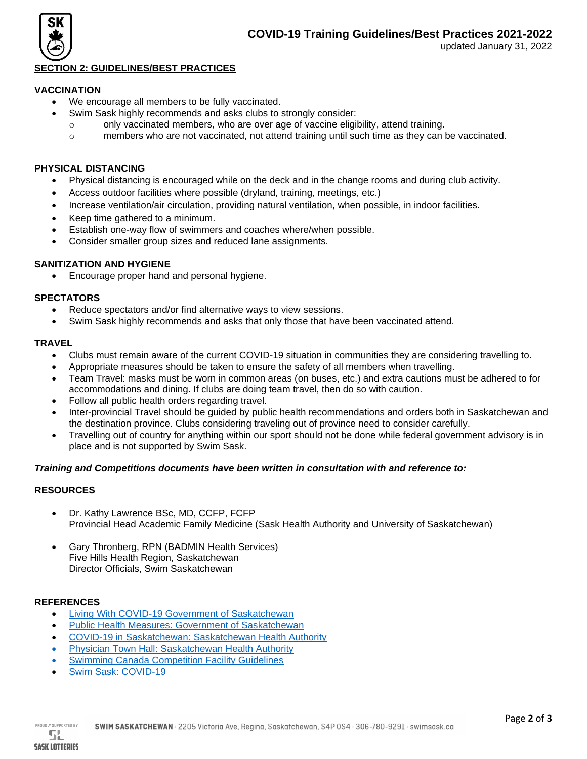## SECTION 2: GUIDELINES/BEST PRACTICES

### VACCINATION

- We encourage all members to be fully vaccinated.
- Swim Sask highly recommends and asks clubs to strongly consider:
  - only vaccinated members, who are over age of vaccine eligibility, attend training.
  - members who are not vaccinated, not attend training until such time as they can be vaccinated.

### PHYSICAL DISTANCING

- Physical distancing is encouraged while on the deck and in the change rooms and during club activity.
- Access outdoor facilities where possible (dryland, training, meetings, etc.)
- Increase ventilation/air circulation, providing natural ventilation, when possible, in indoor facilities.
- Keep time gathered to a minimum.
- Establish one-way flow of swimmers and coaches where/when possible.
- Consider smaller group sizes and reduced lane assignments.

### SANITIZATION AND HYGIENE

- Encourage proper hand and personal hygiene.

### SPECTATORS

- Reduce spectators and/or find alternative ways to view sessions.
- Swim Sask highly recommends and asks that only those that have been vaccinated attend.

### TRAVEL

- Clubs must remain aware of the current COVID-19 situation in communities they are considering travelling to.
- Appropriate measures should be taken to ensure the safety of all members when travelling.
- Team Travel: masks must be worn in common areas (on buses, etc.) and extra cautions must be adhered to for accommodations and dining. If clubs are doing team travel, then do so with caution.
- Follow all public health orders regarding travel.
- Inter-provincial Travel should be guided by public health recommendations and orders both in Saskatchewan and the destination province. Clubs considering traveling out of province need to consider carefully.
- Travelling out of country for anything within our sport should not be done while federal government advisory is in place and is not supported by Swim Sask.

***Training and Competitions documents have been written in consultation with and reference to:***

### RESOURCES

- Dr. Kathy Lawrence BSc, MD, CCFP, FCFP
  Provincial Head Academic Family Medicine (Sask Health Authority and University of Saskatchewan)

- Gary Thronberg, RPN (BADMIN Health Services)
  Five Hills Health Region, Saskatchewan
  Director Officials, Swim Saskatchewan

### REFERENCES

- Living With COVID-19 Government of Saskatchewan
- Public Health Measures: Government of Saskatchewan
- COVID-19 in Saskatchewan: Saskatchewan Health Authority
- Physician Town Hall: Saskatchewan Health Authority
- Swimming Canada Competition Facility Guidelines
- Swim Sask: COVID-19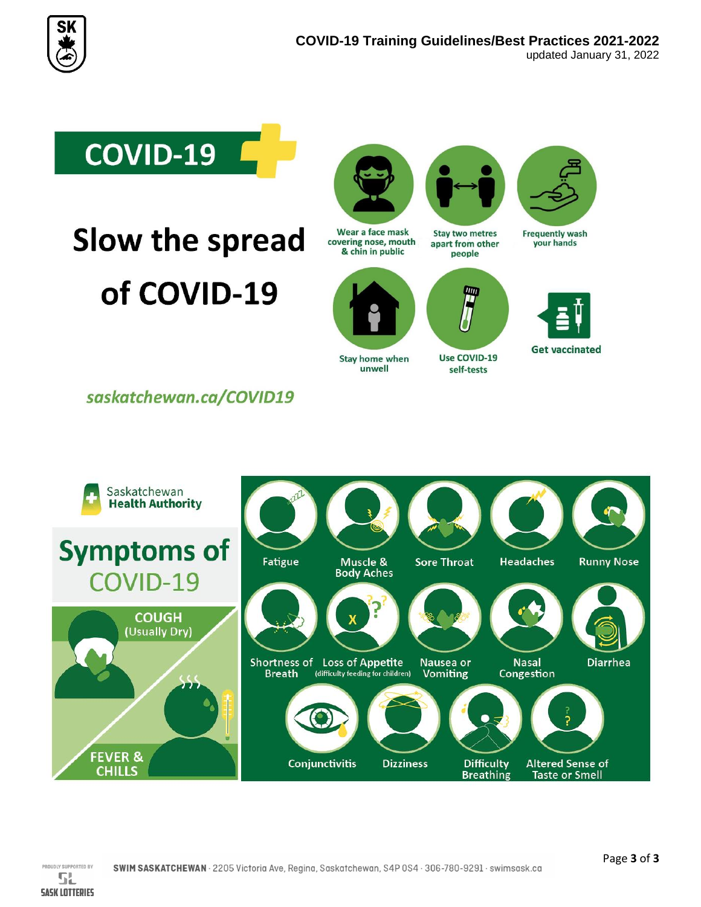# COVID-19

## Slow the spread of COVID-19

- Wear a face mask covering nose, mouth & chin in public
- Stay two metres apart from other people
- Frequently wash your hands
- Stay home when unwell
- Use COVID-19 self-tests
- Get vaccinated

*saskatchewan.ca/COVID19*

Saskatchewan Health Authority

## Symptoms of COVID-19

- COUGH (Usually Dry)
- FEVER & CHILLS
- Fatigue
- Muscle & Body Aches
- Sore Throat
- Headaches
- Runny Nose
- Shortness of Breath
- Loss of Appetite (difficulty feeding for children)
- Nausea or Vomiting
- Nasal Congestion
- Diarrhea
- Conjunctivitis
- Dizziness
- Difficulty Breathing
- Altered Sense of Taste or Smell